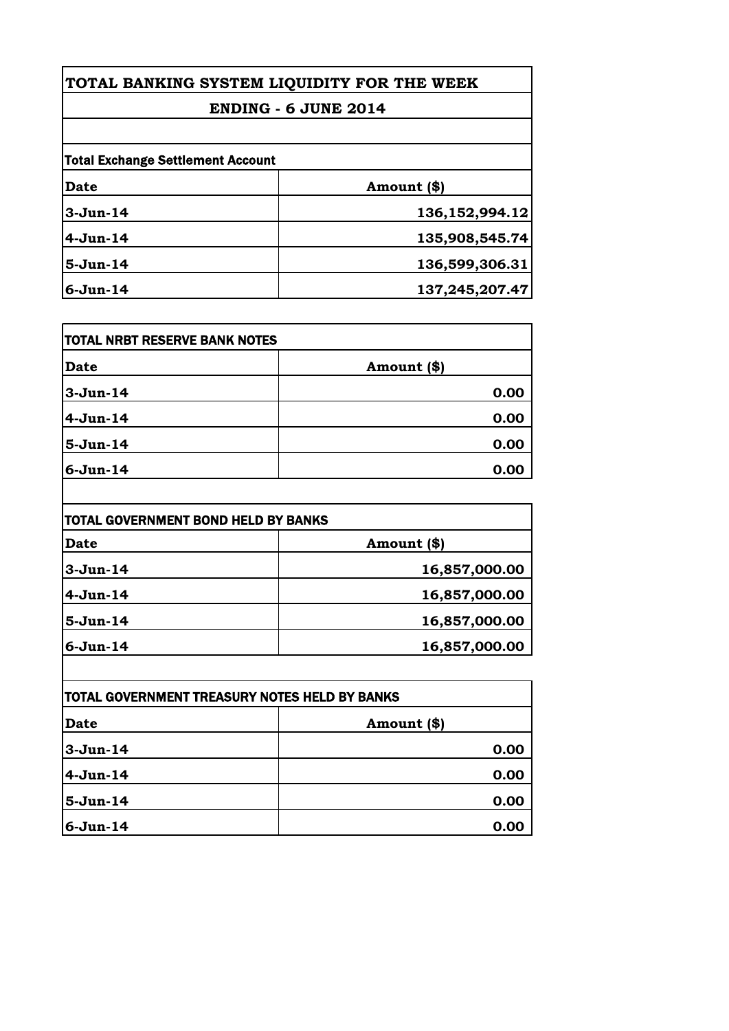# TOTAL BANKING SYSTEM LIQUIDITY FOR THE WEEK

## ENDING - 6 JUNE 2014

### Total Exchange Settlement Account

| Date | Amount ($) |
|---|---|
| 3-Jun-14 | 136,152,994.12 |
| 4-Jun-14 | 135,908,545.74 |
| 5-Jun-14 | 136,599,306.31 |
| 6-Jun-14 | 137,245,207.47 |

### TOTAL NRBT RESERVE BANK NOTES

| Date | Amount ($) |
|---|---|
| 3-Jun-14 | 0.00 |
| 4-Jun-14 | 0.00 |
| 5-Jun-14 | 0.00 |
| 6-Jun-14 | 0.00 |

### TOTAL GOVERNMENT BOND HELD BY BANKS

| Date | Amount ($) |
|---|---|
| 3-Jun-14 | 16,857,000.00 |
| 4-Jun-14 | 16,857,000.00 |
| 5-Jun-14 | 16,857,000.00 |
| 6-Jun-14 | 16,857,000.00 |

### TOTAL GOVERNMENT TREASURY NOTES HELD BY BANKS

| Date | Amount ($) |
|---|---|
| 3-Jun-14 | 0.00 |
| 4-Jun-14 | 0.00 |
| 5-Jun-14 | 0.00 |
| 6-Jun-14 | 0.00 |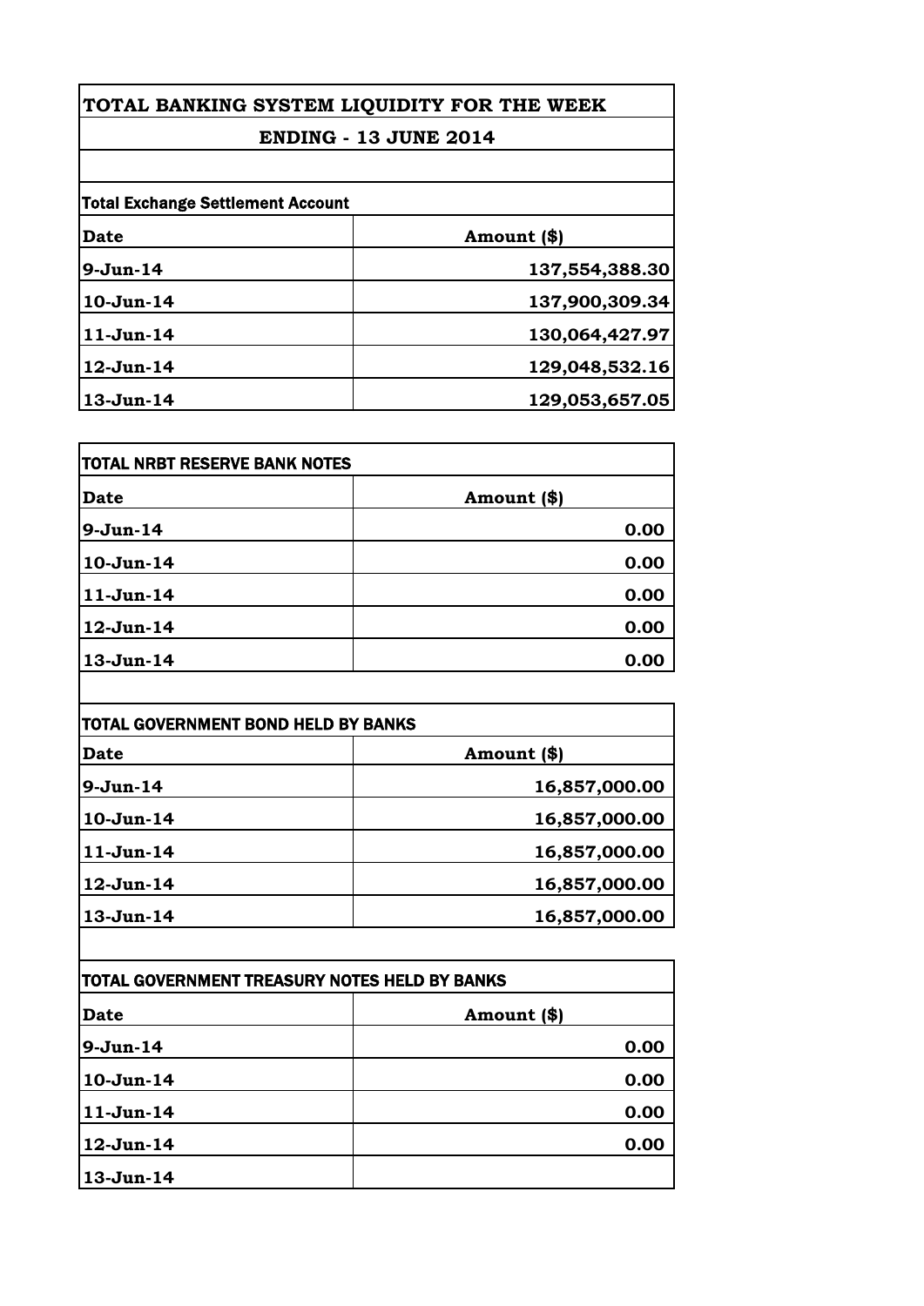# TOTAL BANKING SYSTEM LIQUIDITY FOR THE WEEK

## ENDING - 13 JUNE 2014

| Total Exchange Settlement Account | |
|---|---|
| **Date** | **Amount ($)** |
| 9-Jun-14 | 137,554,388.30 |
| 10-Jun-14 | 137,900,309.34 |
| 11-Jun-14 | 130,064,427.97 |
| 12-Jun-14 | 129,048,532.16 |
| 13-Jun-14 | 129,053,657.05 |

| TOTAL NRBT RESERVE BANK NOTES | |
|---|---|
| **Date** | **Amount ($)** |
| 9-Jun-14 | 0.00 |
| 10-Jun-14 | 0.00 |
| 11-Jun-14 | 0.00 |
| 12-Jun-14 | 0.00 |
| 13-Jun-14 | 0.00 |

| TOTAL GOVERNMENT BOND HELD BY BANKS | |
|---|---|
| **Date** | **Amount ($)** |
| 9-Jun-14 | 16,857,000.00 |
| 10-Jun-14 | 16,857,000.00 |
| 11-Jun-14 | 16,857,000.00 |
| 12-Jun-14 | 16,857,000.00 |
| 13-Jun-14 | 16,857,000.00 |

| TOTAL GOVERNMENT TREASURY NOTES HELD BY BANKS | |
|---|---|
| **Date** | **Amount ($)** |
| 9-Jun-14 | 0.00 |
| 10-Jun-14 | 0.00 |
| 11-Jun-14 | 0.00 |
| 12-Jun-14 | 0.00 |
| 13-Jun-14 | |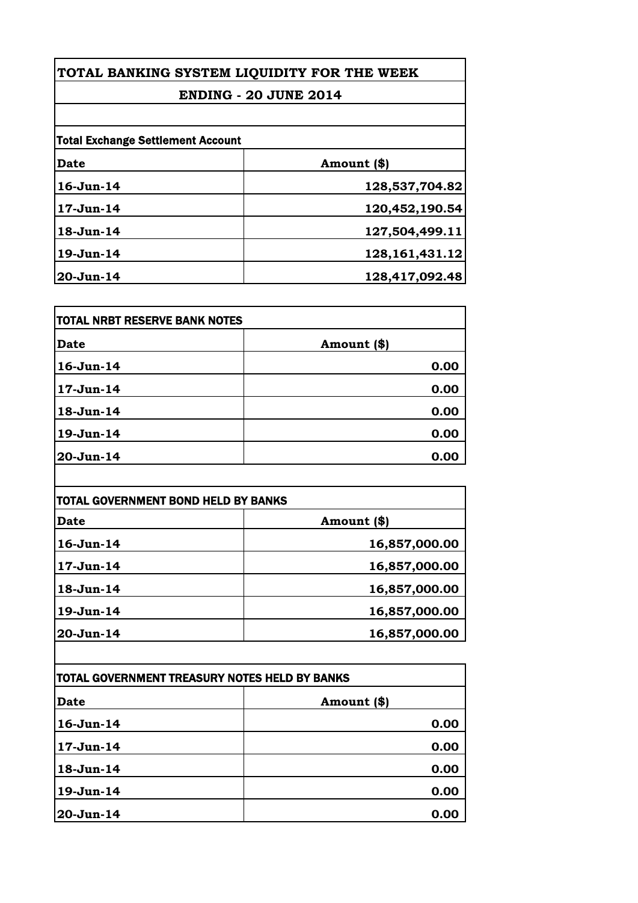# TOTAL BANKING SYSTEM LIQUIDITY FOR THE WEEK

## ENDING - 20 JUNE 2014

**Total Exchange Settlement Account**

| Date | Amount ($) |
|---|---|
| 16-Jun-14 | 128,537,704.82 |
| 17-Jun-14 | 120,452,190.54 |
| 18-Jun-14 | 127,504,499.11 |
| 19-Jun-14 | 128,161,431.12 |
| 20-Jun-14 | 128,417,092.48 |

**TOTAL NRBT RESERVE BANK NOTES**

| Date | Amount ($) |
|---|---|
| 16-Jun-14 | 0.00 |
| 17-Jun-14 | 0.00 |
| 18-Jun-14 | 0.00 |
| 19-Jun-14 | 0.00 |
| 20-Jun-14 | 0.00 |

**TOTAL GOVERNMENT BOND HELD BY BANKS**

| Date | Amount ($) |
|---|---|
| 16-Jun-14 | 16,857,000.00 |
| 17-Jun-14 | 16,857,000.00 |
| 18-Jun-14 | 16,857,000.00 |
| 19-Jun-14 | 16,857,000.00 |
| 20-Jun-14 | 16,857,000.00 |

**TOTAL GOVERNMENT TREASURY NOTES HELD BY BANKS**

| Date | Amount ($) |
|---|---|
| 16-Jun-14 | 0.00 |
| 17-Jun-14 | 0.00 |
| 18-Jun-14 | 0.00 |
| 19-Jun-14 | 0.00 |
| 20-Jun-14 | 0.00 |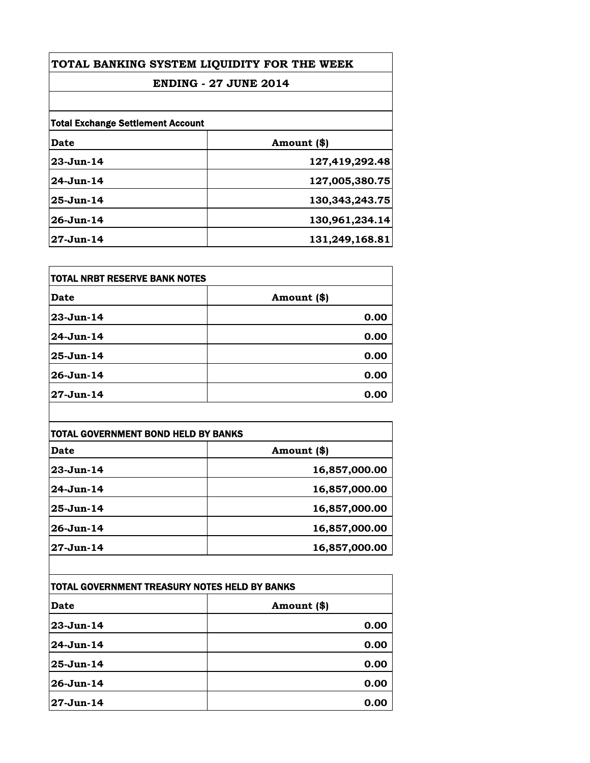# TOTAL BANKING SYSTEM LIQUIDITY FOR THE WEEK

## ENDING - 27 JUNE 2014

**Total Exchange Settlement Account**

| Date | Amount ($) |
|---|---|
| 23-Jun-14 | 127,419,292.48 |
| 24-Jun-14 | 127,005,380.75 |
| 25-Jun-14 | 130,343,243.75 |
| 26-Jun-14 | 130,961,234.14 |
| 27-Jun-14 | 131,249,168.81 |

**TOTAL NRBT RESERVE BANK NOTES**

| Date | Amount ($) |
|---|---|
| 23-Jun-14 | 0.00 |
| 24-Jun-14 | 0.00 |
| 25-Jun-14 | 0.00 |
| 26-Jun-14 | 0.00 |
| 27-Jun-14 | 0.00 |

**TOTAL GOVERNMENT BOND HELD BY BANKS**

| Date | Amount ($) |
|---|---|
| 23-Jun-14 | 16,857,000.00 |
| 24-Jun-14 | 16,857,000.00 |
| 25-Jun-14 | 16,857,000.00 |
| 26-Jun-14 | 16,857,000.00 |
| 27-Jun-14 | 16,857,000.00 |

**TOTAL GOVERNMENT TREASURY NOTES HELD BY BANKS**

| Date | Amount ($) |
|---|---|
| 23-Jun-14 | 0.00 |
| 24-Jun-14 | 0.00 |
| 25-Jun-14 | 0.00 |
| 26-Jun-14 | 0.00 |
| 27-Jun-14 | 0.00 |